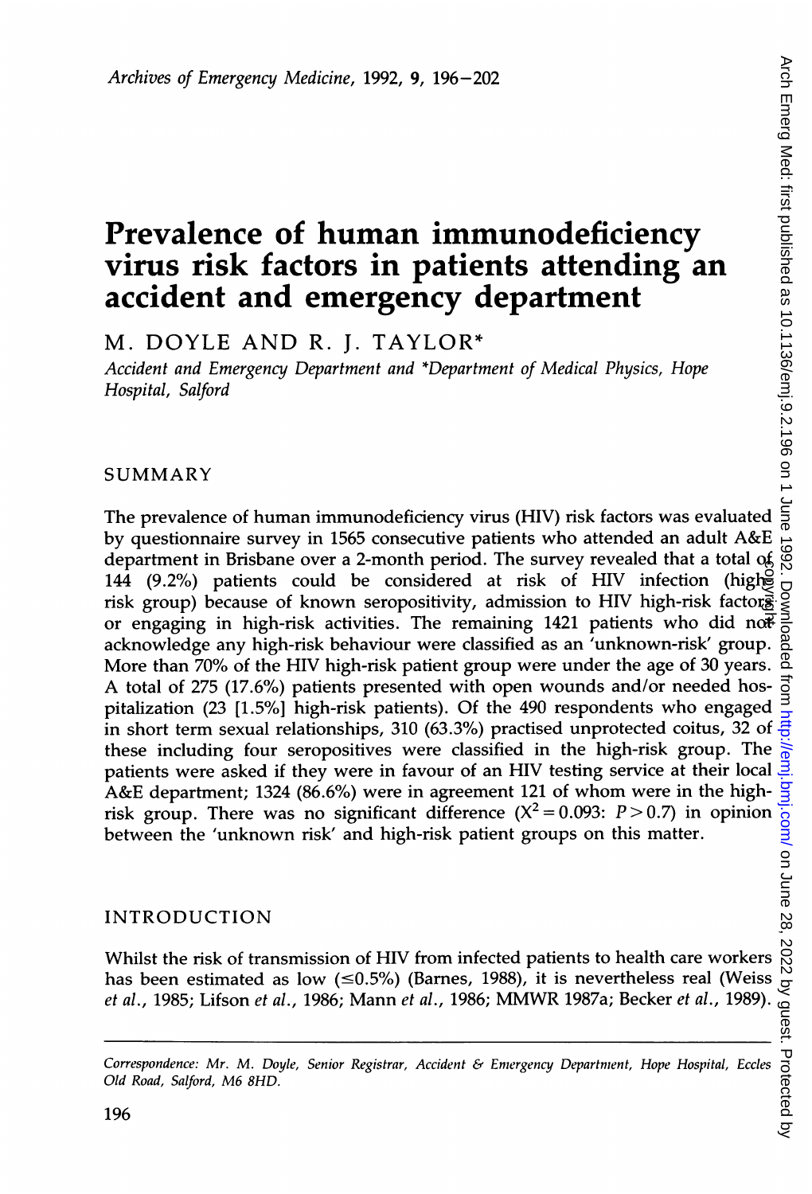# Prevalence of human immunodeficiency virus risk factors in patients attending an accident and emergency department

M. DOYLE AND R. J. TAYLOR*

*Accident and Emergency Department and \*Department of Medical Physics, Hope Hospital, Salford*

## SUMMARY

The prevalence of human immunodeficiency virus (HIV) risk factors was evaluated by questionnaire survey in 1565 consecutive patients who attended an adult A&E department in Brisbane over a 2-month period. The survey revealed that a total of 144 (9.2%) patients could be considered at risk of HIV infection (high-risk group) because of known seropositivity, admission to HIV high-risk factors or engaging in high-risk activities. The remaining 1421 patients who did not acknowledge any high-risk behaviour were classified as an 'unknown-risk' group. More than 70% of the HIV high-risk patient group were under the age of 30 years. A total of 275 (17.6%) patients presented with open wounds and/or needed hospitalization (23 [1.5%] high-risk patients). Of the 490 respondents who engaged in short term sexual relationships, 310 (63.3%) practised unprotected coitus, 32 of these including four seropositives were classified in the high-risk group. The patients were asked if they were in favour of an HIV testing service at their local A&E department; 1324 (86.6%) were in agreement 121 of whom were in the high-risk group. There was no significant difference ($X^2 = 0.093$: $P > 0.7$) in opinion between the 'unknown risk' and high-risk patient groups on this matter.

## INTRODUCTION

Whilst the risk of transmission of HIV from infected patients to health care workers has been estimated as low (≤0.5%) (Barnes, 1988), it is nevertheless real (Weiss *et al.*, 1985; Lifson *et al.*, 1986; Mann *et al.*, 1986; MMWR 1987a; Becker *et al.*, 1989).

---

*Correspondence: Mr. M. Doyle, Senior Registrar, Accident & Emergency Department, Hope Hospital, Eccles Old Road, Salford, M6 8HD.*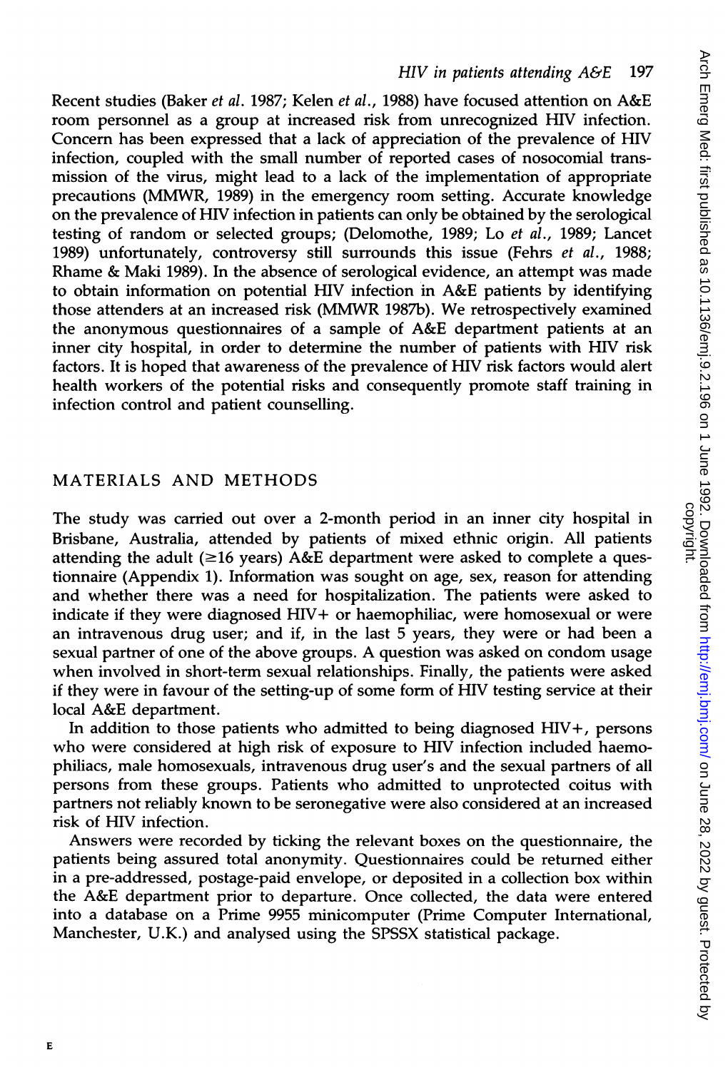Recent studies (Baker *et al.* 1987; Kelen *et al.*, 1988) have focused attention on A&E room personnel as a group at increased risk from unrecognized HIV infection. Concern has been expressed that a lack of appreciation of the prevalence of HIV infection, coupled with the small number of reported cases of nosocomial transmission of the virus, might lead to a lack of the implementation of appropriate precautions (MMWR, 1989) in the emergency room setting. Accurate knowledge on the prevalence of HIV infection in patients can only be obtained by the serological testing of random or selected groups; (Delomothe, 1989; Lo *et al.*, 1989; Lancet 1989) unfortunately, controversy still surrounds this issue (Fehrs *et al.*, 1988; Rhame & Maki 1989). In the absence of serological evidence, an attempt was made to obtain information on potential HIV infection in A&E patients by identifying those attenders at an increased risk (MMWR 1987b). We retrospectively examined the anonymous questionnaires of a sample of A&E department patients at an inner city hospital, in order to determine the number of patients with HIV risk factors. It is hoped that awareness of the prevalence of HIV risk factors would alert health workers of the potential risks and consequently promote staff training in infection control and patient counselling.

## MATERIALS AND METHODS

The study was carried out over a 2-month period in an inner city hospital in Brisbane, Australia, attended by patients of mixed ethnic origin. All patients attending the adult (≥16 years) A&E department were asked to complete a questionnaire (Appendix 1). Information was sought on age, sex, reason for attending and whether there was a need for hospitalization. The patients were asked to indicate if they were diagnosed HIV+ or haemophiliac, were homosexual or were an intravenous drug user; and if, in the last 5 years, they were or had been a sexual partner of one of the above groups. A question was asked on condom usage when involved in short-term sexual relationships. Finally, the patients were asked if they were in favour of the setting-up of some form of HIV testing service at their local A&E department.

In addition to those patients who admitted to being diagnosed HIV+, persons who were considered at high risk of exposure to HIV infection included haemophiliacs, male homosexuals, intravenous drug user's and the sexual partners of all persons from these groups. Patients who admitted to unprotected coitus with partners not reliably known to be seronegative were also considered at an increased risk of HIV infection.

Answers were recorded by ticking the relevant boxes on the questionnaire, the patients being assured total anonymity. Questionnaires could be returned either in a pre-addressed, postage-paid envelope, or deposited in a collection box within the A&E department prior to departure. Once collected, the data were entered into a database on a Prime 9955 minicomputer (Prime Computer International, Manchester, U.K.) and analysed using the SPSSX statistical package.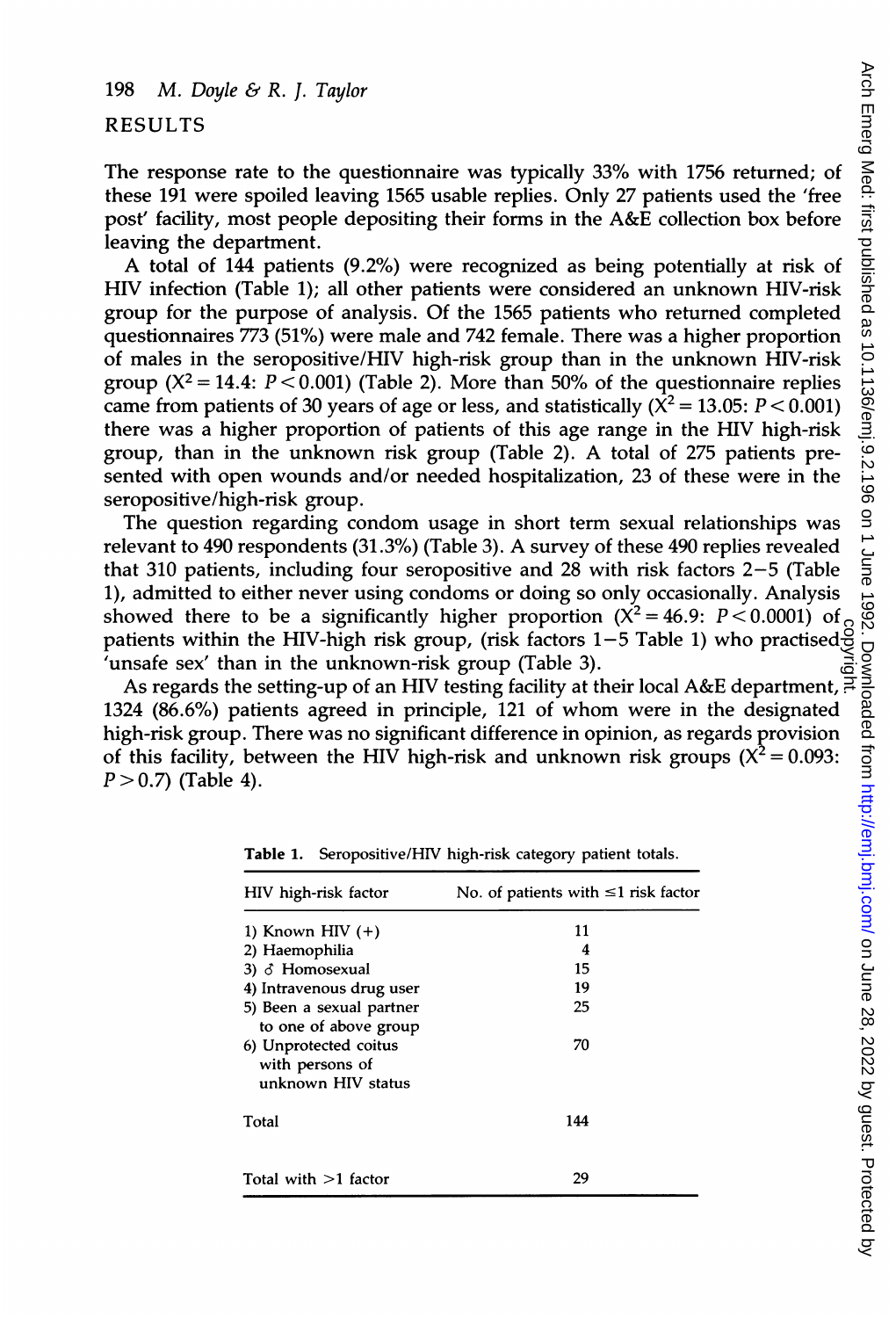## RESULTS

The response rate to the questionnaire was typically 33% with 1756 returned; of these 191 were spoiled leaving 1565 usable replies. Only 27 patients used the 'free post' facility, most people depositing their forms in the A&E collection box before leaving the department.

A total of 144 patients (9.2%) were recognized as being potentially at risk of HIV infection (Table 1); all other patients were considered an unknown HIV-risk group for the purpose of analysis. Of the 1565 patients who returned completed questionnaires 773 (51%) were male and 742 female. There was a higher proportion of males in the seropositive/HIV high-risk group than in the unknown HIV-risk group ($X^2 = 14.4$: $P < 0.001$) (Table 2). More than 50% of the questionnaire replies came from patients of 30 years of age or less, and statistically ($X^2 = 13.05$: $P < 0.001$) there was a higher proportion of patients of this age range in the HIV high-risk group, than in the unknown risk group (Table 2). A total of 275 patients presented with open wounds and/or needed hospitalization, 23 of these were in the seropositive/high-risk group.

The question regarding condom usage in short term sexual relationships was relevant to 490 respondents (31.3%) (Table 3). A survey of these 490 replies revealed that 310 patients, including four seropositive and 28 with risk factors 2–5 (Table 1), admitted to either never using condoms or doing so only occasionally. Analysis showed there to be a significantly higher proportion ($X^2 = 46.9$: $P < 0.0001$) of patients within the HIV-high risk group, (risk factors 1–5 Table 1) who practised 'unsafe sex' than in the unknown-risk group (Table 3).

As regards the setting-up of an HIV testing facility at their local A&E department, 1324 (86.6%) patients agreed in principle, 121 of whom were in the designated high-risk group. There was no significant difference in opinion, as regards provision of this facility, between the HIV high-risk and unknown risk groups ($X^2 = 0.093$: $P > 0.7$) (Table 4).

**Table 1.** Seropositive/HIV high-risk category patient totals.

| HIV high-risk factor | No. of patients with ≤1 risk factor |
|---|---|
| 1) Known HIV (+) | 11 |
| 2) Haemophilia | 4 |
| 3) ♂ Homosexual | 15 |
| 4) Intravenous drug user | 19 |
| 5) Been a sexual partner to one of above group | 25 |
| 6) Unprotected coitus with persons of unknown HIV status | 70 |
| Total | 144 |
| Total with >1 factor | 29 |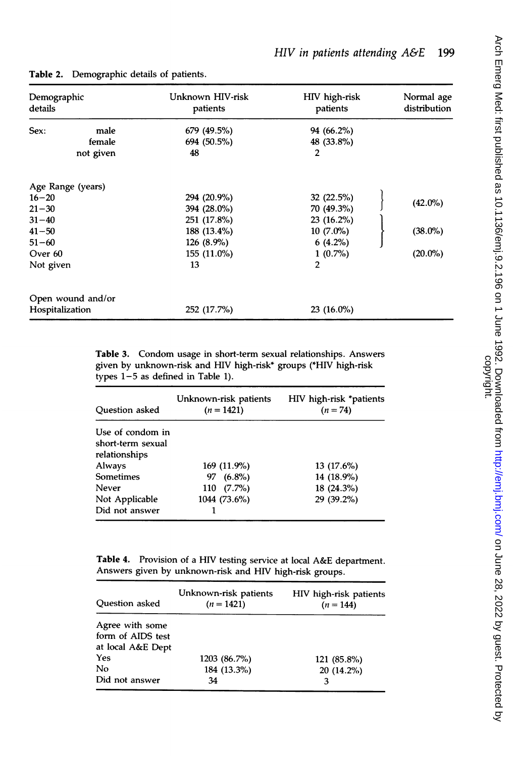**Table 2.** Demographic details of patients.

| Demographic details | | Unknown HIV-risk patients | HIV high-risk patients | Normal age distribution |
|---|---|---|---|---|
| Sex: | male | 679 (49.5%) | 94 (66.2%) | |
| | female | 694 (50.5%) | 48 (33.8%) | |
| | not given | 48 | 2 | |
| Age Range (years) | | | | |
| 16–20 | | 294 (20.9%) | 32 (22.5%) | (42.0%) |
| 21–30 | | 394 (28.0%) | 70 (49.3%) | |
| 31–40 | | 251 (17.8%) | 23 (16.2%) | (38.0%) |
| 41–50 | | 188 (13.4%) | 10 (7.0%) | |
| 51–60 | | 126 (8.9%) | 6 (4.2%) | |
| Over 60 | | 155 (11.0%) | 1 (0.7%) | (20.0%) |
| Not given | | 13 | 2 | |
| Open wound and/or Hospitalization | | 252 (17.7%) | 23 (16.0%) | |

**Table 3.** Condom usage in short-term sexual relationships. Answers given by unknown-risk and HIV high-risk* groups (*HIV high-risk types 1–5 as defined in Table 1).

| Question asked | Unknown-risk patients ($n = 1421$) | HIV high-risk *patients ($n = 74$) |
|---|---|---|
| Use of condom in short-term sexual relationships | | |
| Always | 169 (11.9%) | 13 (17.6%) |
| Sometimes | 97 (6.8%) | 14 (18.9%) |
| Never | 110 (7.7%) | 18 (24.3%) |
| Not Applicable | 1044 (73.6%) | 29 (39.2%) |
| Did not answer | 1 | |

**Table 4.** Provision of a HIV testing service at local A&E department. Answers given by unknown-risk and HIV high-risk groups.

| Question asked | Unknown-risk patients ($n = 1421$) | HIV high-risk patients ($n = 144$) |
|---|---|---|
| Agree with some form of AIDS test at local A&E Dept | | |
| Yes | 1203 (86.7%) | 121 (85.8%) |
| No | 184 (13.3%) | 20 (14.2%) |
| Did not answer | 34 | 3 |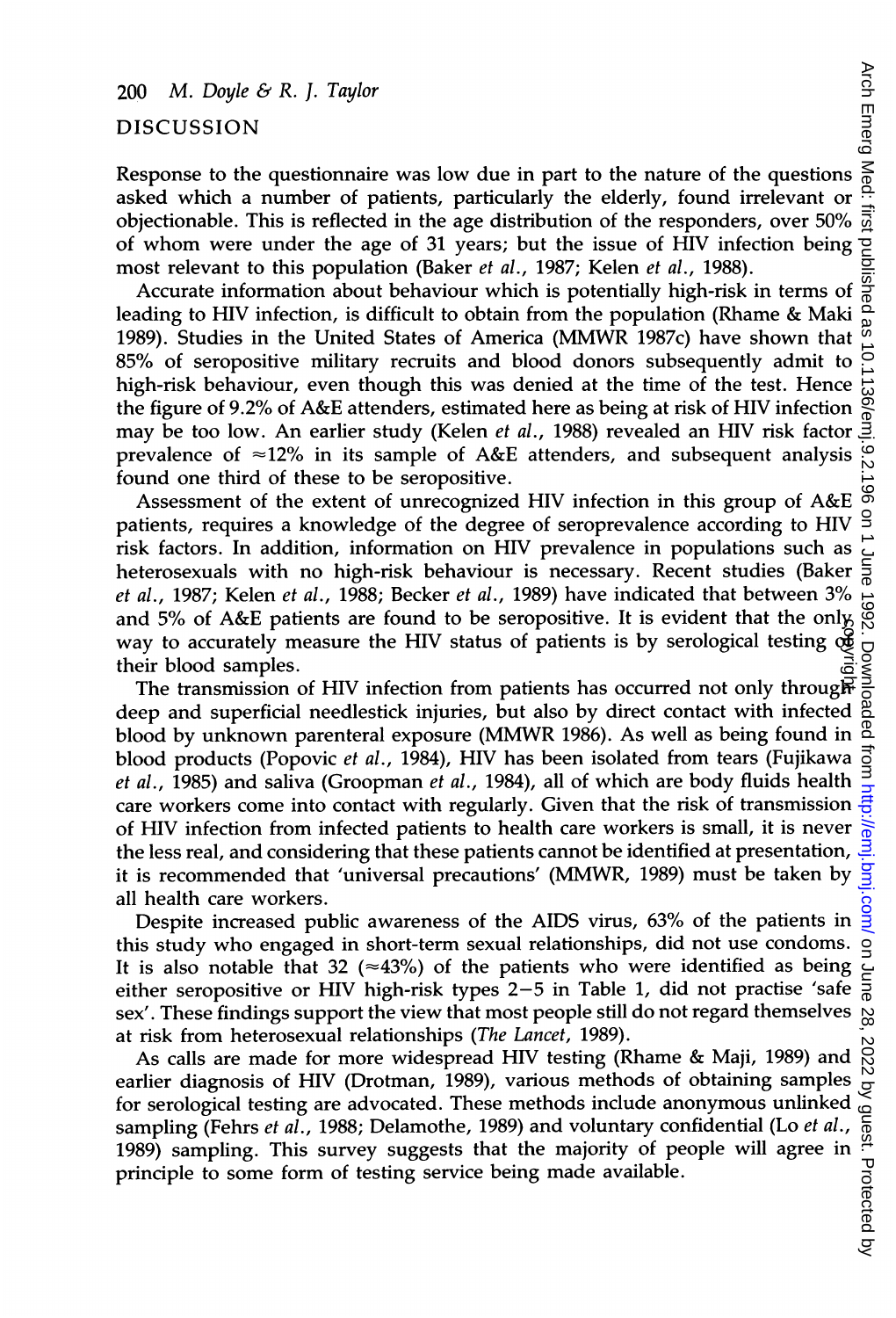## DISCUSSION

Response to the questionnaire was low due in part to the nature of the questions asked which a number of patients, particularly the elderly, found irrelevant or objectionable. This is reflected in the age distribution of the responders, over 50% of whom were under the age of 31 years; but the issue of HIV infection being most relevant to this population (Baker *et al.*, 1987; Kelen *et al.*, 1988).

Accurate information about behaviour which is potentially high-risk in terms of leading to HIV infection, is difficult to obtain from the population (Rhame & Maki 1989). Studies in the United States of America (MMWR 1987c) have shown that 85% of seropositive military recruits and blood donors subsequently admit to high-risk behaviour, even though this was denied at the time of the test. Hence the figure of 9.2% of A&E attenders, estimated here as being at risk of HIV infection may be too low. An earlier study (Kelen *et al.*, 1988) revealed an HIV risk factor prevalence of ≈12% in its sample of A&E attenders, and subsequent analysis found one third of these to be seropositive.

Assessment of the extent of unrecognized HIV infection in this group of A&E patients, requires a knowledge of the degree of seroprevalence according to HIV risk factors. In addition, information on HIV prevalence in populations such as heterosexuals with no high-risk behaviour is necessary. Recent studies (Baker *et al.*, 1987; Kelen *et al.*, 1988; Becker *et al.*, 1989) have indicated that between 3% and 5% of A&E patients are found to be seropositive. It is evident that the only way to accurately measure the HIV status of patients is by serological testing of their blood samples.

The transmission of HIV infection from patients has occurred not only through deep and superficial needlestick injuries, but also by direct contact with infected blood by unknown parenteral exposure (MMWR 1986). As well as being found in blood products (Popovic *et al.*, 1984), HIV has been isolated from tears (Fujikawa *et al.*, 1985) and saliva (Groopman *et al.*, 1984), all of which are body fluids health care workers come into contact with regularly. Given that the risk of transmission of HIV infection from infected patients to health care workers is small, it is never the less real, and considering that these patients cannot be identified at presentation, it is recommended that 'universal precautions' (MMWR, 1989) must be taken by all health care workers.

Despite increased public awareness of the AIDS virus, 63% of the patients in this study who engaged in short-term sexual relationships, did not use condoms. It is also notable that 32 (≈43%) of the patients who were identified as being either seropositive or HIV high-risk types 2–5 in Table 1, did not practise 'safe sex'. These findings support the view that most people still do not regard themselves at risk from heterosexual relationships (*The Lancet*, 1989).

As calls are made for more widespread HIV testing (Rhame & Maji, 1989) and earlier diagnosis of HIV (Drotman, 1989), various methods of obtaining samples for serological testing are advocated. These methods include anonymous unlinked sampling (Fehrs *et al.*, 1988; Delamothe, 1989) and voluntary confidential (Lo *et al.*, 1989) sampling. This survey suggests that the majority of people will agree in principle to some form of testing service being made available.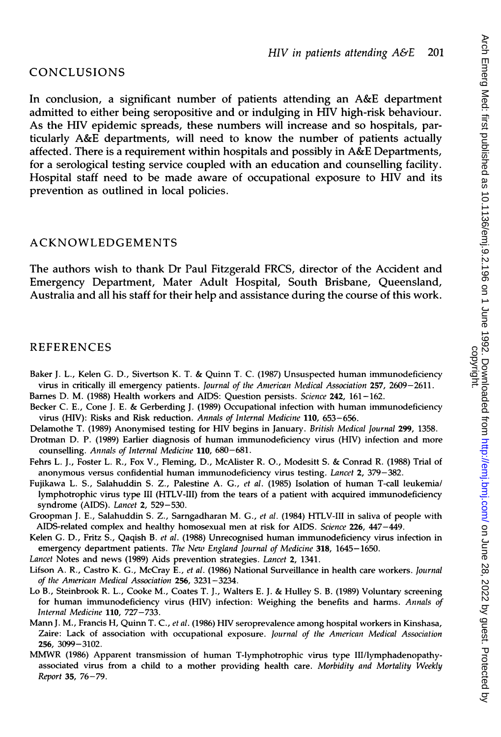## CONCLUSIONS

In conclusion, a significant number of patients attending an A&E department admitted to either being seropositive and or indulging in HIV high-risk behaviour. As the HIV epidemic spreads, these numbers will increase and so hospitals, particularly A&E departments, will need to know the number of patients actually affected. There is a requirement within hospitals and possibly in A&E Departments, for a serological testing service coupled with an education and counselling facility. Hospital staff need to be made aware of occupational exposure to HIV and its prevention as outlined in local policies.

## ACKNOWLEDGEMENTS

The authors wish to thank Dr Paul Fitzgerald FRCS, director of the Accident and Emergency Department, Mater Adult Hospital, South Brisbane, Queensland, Australia and all his staff for their help and assistance during the course of this work.

## REFERENCES

Baker J. L., Kelen G. D., Sivertson K. T. & Quinn T. C. (1987) Unsuspected human immunodeficiency virus in critically ill emergency patients. *Journal of the American Medical Association* **257**, 2609–2611.

Barnes D. M. (1988) Health workers and AIDS: Question persists. *Science* **242**, 161–162.

Becker C. E., Cone J. E. & Gerberding J. (1989) Occupational infection with human immunodeficiency virus (HIV): Risks and Risk reduction. *Annals of Internal Medicine* **110**, 653–656.

Delamothe T. (1989) Anonymised testing for HIV begins in January. *British Medical Journal* **299**, 1358.

Drotman D. P. (1989) Earlier diagnosis of human immunodeficiency virus (HIV) infection and more counselling. *Annals of Internal Medicine* **110**, 680–681.

Fehrs L. J., Foster L. R., Fox V., Fleming, D., McAlister R. O., Modesitt S. & Conrad R. (1988) Trial of anonymous versus confidential human immunodeficiency virus testing. *Lancet* **2**, 379–382.

Fujikawa L. S., Salahuddin S. Z., Palestine A. G., *et al*. (1985) Isolation of human T-call leukemia/lymphotrophic virus type III (HTLV-III) from the tears of a patient with acquired immunodeficiency syndrome (AIDS). *Lancet* **2**, 529–530.

Groopman J. E., Salahuddin S. Z., Sarngadharan M. G., *et al*. (1984) HTLV-III in saliva of people with AIDS-related complex and healthy homosexual men at risk for AIDS. *Science* **226**, 447–449.

Kelen G. D., Fritz S., Qaqish B. *et al*. (1988) Unrecognised human immunodeficiency virus infection in emergency department patients. *The New England Journal of Medicine* **318**, 1645–1650.

*Lancet* Notes and news (1989) Aids prevention strategies. *Lancet* **2**, 1341.

Lifson A. R., Castro K. G., McCray E., *et al*. (1986) National Surveillance in health care workers. *Journal of the American Medical Association* **256**, 3231–3234.

Lo B., Steinbrook R. L., Cooke M., Coates T. J., Walters E. J. & Hulley S. B. (1989) Voluntary screening for human immunodeficiency virus (HIV) infection: Weighing the benefits and harms. *Annals of Internal Medicine* **110**, 727–733.

Mann J. M., Francis H, Quinn T. C., *et al*. (1986) HIV seroprevalence among hospital workers in Kinshasa, Zaire: Lack of association with occupational exposure. *Journal of the American Medical Association* **256**, 3099–3102.

MMWR (1986) Apparent transmission of human T-lymphotropic virus type III/lymphadenopathy-associated virus from a child to a mother providing health care. *Morbidity and Mortality Weekly Report* **35**, 76–79.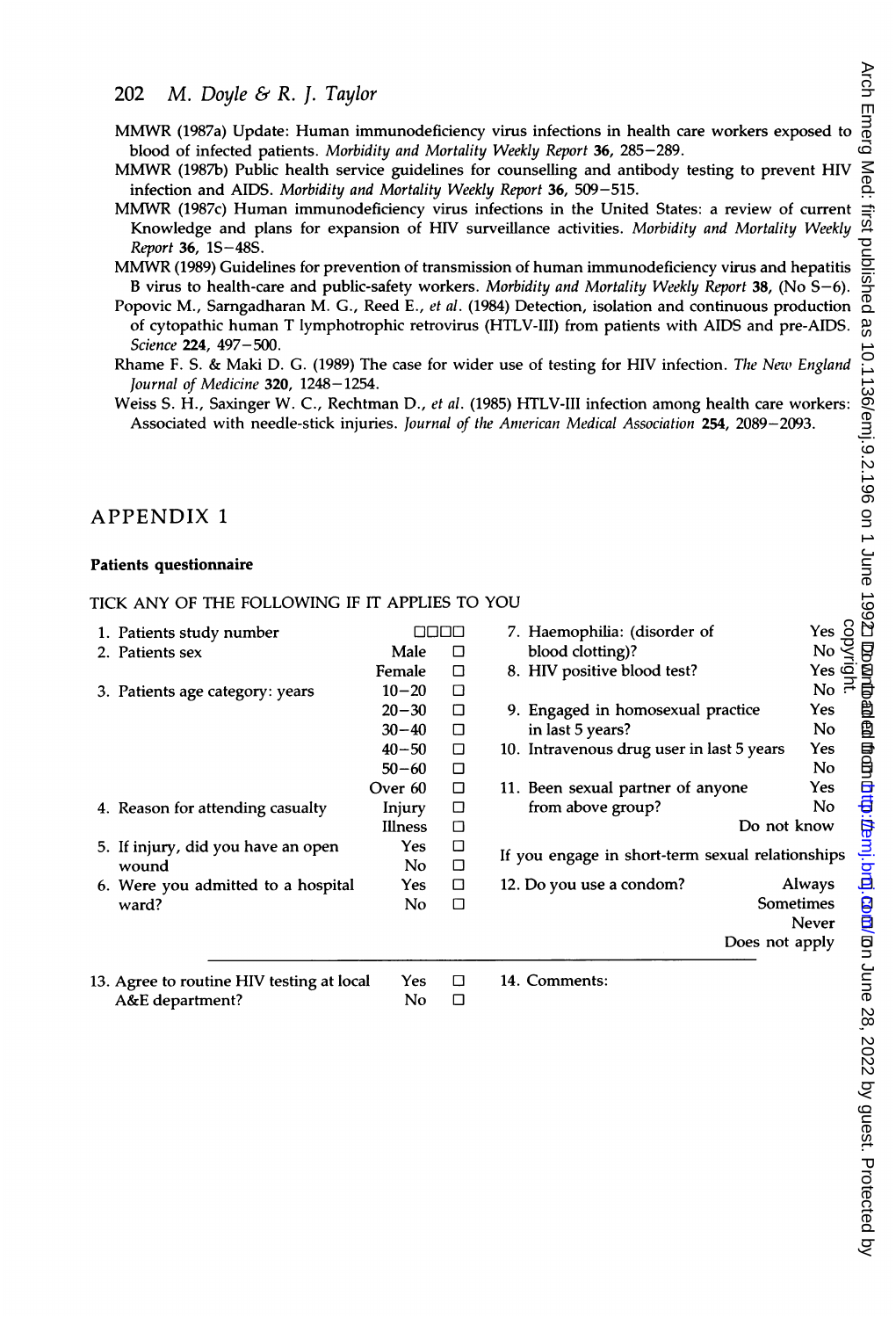MMWR (1987a) Update: Human immunodeficiency virus infections in health care workers exposed to blood of infected patients. *Morbidity and Mortality Weekly Report* **36**, 285–289.

MMWR (1987b) Public health service guidelines for counselling and antibody testing to prevent HIV infection and AIDS. *Morbidity and Mortality Weekly Report* **36**, 509–515.

MMWR (1987c) Human immunodeficiency virus infections in the United States: a review of current Knowledge and plans for expansion of HIV surveillance activities. *Morbidity and Mortality Weekly Report* **36**, 1S–48S.

MMWR (1989) Guidelines for prevention of transmission of human immunodeficiency virus and hepatitis B virus to health-care and public-safety workers. *Morbidity and Mortality Weekly Report* **38**, (No S–6).

Popovic M., Sarngadharan M. G., Reed E., *et al.* (1984) Detection, isolation and continuous production of cytopathic human T lymphotrophic retrovirus (HTLV-III) from patients with AIDS and pre-AIDS. *Science* **224**, 497–500.

Rhame F. S. & Maki D. G. (1989) The case for wider use of testing for HIV infection. *The New England Journal of Medicine* **320**, 1248–1254.

Weiss S. H., Saxinger W. C., Rechtman D., *et al.* (1985) HTLV-III infection among health care workers: Associated with needle-stick injuries. *Journal of the American Medical Association* **254**, 2089–2093.

# APPENDIX 1

**Patients questionnaire**

TICK ANY OF THE FOLLOWING IF IT APPLIES TO YOU

1. Patients study number □□□□
2. Patients sex
   - Male □
   - Female □
3. Patients age category: years
   - 10–20 □
   - 20–30 □
   - 30–40 □
   - 40–50 □
   - 50–60 □
   - Over 60 □
4. Reason for attending casualty
   - Injury □
   - Illness □
5. If injury, did you have an open wound
   - Yes □
   - No □
6. Were you admitted to a hospital ward?
   - Yes □
   - No □
7. Haemophilia: (disorder of blood clotting)?
   - Yes
   - No
8. HIV positive blood test?
   - Yes
   - No
9. Engaged in homosexual practice in last 5 years?
   - Yes
   - No
10. Intravenous drug user in last 5 years
    - Yes
    - No
11. Been sexual partner of anyone from above group?
    - Yes
    - No
    - Do not know

If you engage in short-term sexual relationships

12. Do you use a condom?
    - Always
    - Sometimes
    - Never
    - Does not apply

13. Agree to routine HIV testing at local A&E department?
    - Yes □
    - No □
14. Comments: